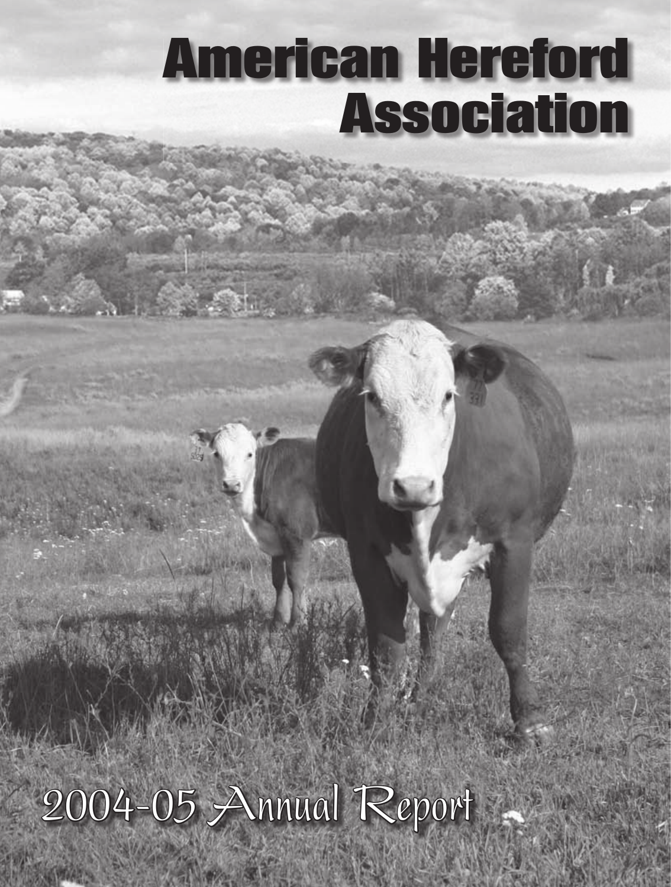# American Hereford Association

## 2004-05 Annual Report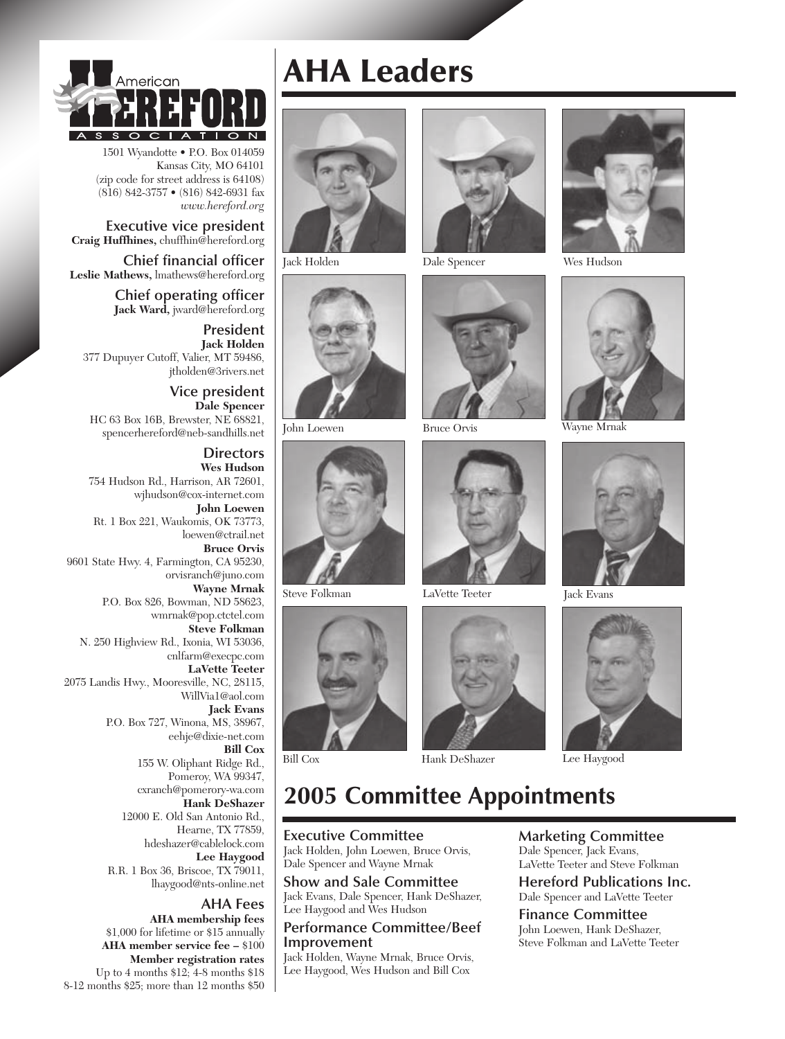American Hereford Association

1501 Wyandotte • P.O. Box 014059
Kansas City, MO 64101
(zip code for street address is 64108)
(816) 842-3757 • (816) 842-6931 fax
*www.hereford.org*

**Executive vice president**
**Craig Huffhines,** chuffhin@hereford.org

**Chief financial officer**
**Leslie Mathews,** lmathews@hereford.org

**Chief operating officer**
**Jack Ward,** jward@hereford.org

**President**
**Jack Holden**
377 Dupuyer Cutoff, Valier, MT 59486,
jtholden@3rivers.net

**Vice president**
**Dale Spencer**
HC 63 Box 16B, Brewster, NE 68821,
spencerhereford@neb-sandhills.net

**Directors**

**Wes Hudson**
754 Hudson Rd., Harrison, AR 72601,
wjhudson@cox-internet.com

**John Loewen**
Rt. 1 Box 221, Waukomis, OK 73773,
loewen@ctrail.net

**Bruce Orvis**
9601 State Hwy. 4, Farmington, CA 95230,
orvisranch@juno.com

**Wayne Mrnak**
P.O. Box 826, Bowman, ND 58623,
wmrnak@pop.ctctel.com

**Steve Folkman**
N. 250 Highview Rd., Ixonia, WI 53036,
cnlfarm@execpc.com

**LaVette Teeter**
2075 Landis Hwy., Mooresville, NC, 28115,
WillVia1@aol.com

**Jack Evans**
P.O. Box 727, Winona, MS, 38967,
eehje@dixie-net.com

**Bill Cox**
155 W. Oliphant Ridge Rd.,
Pomeroy, WA 99347,
cxranch@pomerory-wa.com

**Hank DeShazer**
12000 E. Old San Antonio Rd.,
Hearne, TX 77859,
hdeshazer@cablelock.com

**Lee Haygood**
R.R. 1 Box 36, Briscoe, TX 79011,
lhaygood@nts-online.net

**AHA Fees**

**AHA membership fees**
$1,000 for lifetime or $15 annually

**AHA member service fee –** $100

**Member registration rates**
Up to 4 months $12; 4-8 months $18
8-12 months $25; more than 12 months $50

# AHA Leaders

Jack Holden

Dale Spencer

Wes Hudson

John Loewen

Bruce Orvis

Wayne Mrnak

Steve Folkman

LaVette Teeter

Jack Evans

Bill Cox

Hank DeShazer

Lee Haygood

## 2005 Committee Appointments

**Executive Committee**
Jack Holden, John Loewen, Bruce Orvis, Dale Spencer and Wayne Mrnak

**Show and Sale Committee**
Jack Evans, Dale Spencer, Hank DeShazer, Lee Haygood and Wes Hudson

**Performance Committee/Beef Improvement**
Jack Holden, Wayne Mrnak, Bruce Orvis, Lee Haygood, Wes Hudson and Bill Cox

**Marketing Committee**
Dale Spencer, Jack Evans, LaVette Teeter and Steve Folkman

**Hereford Publications Inc.**
Dale Spencer and LaVette Teeter

**Finance Committee**
John Loewen, Hank DeShazer, Steve Folkman and LaVette Teeter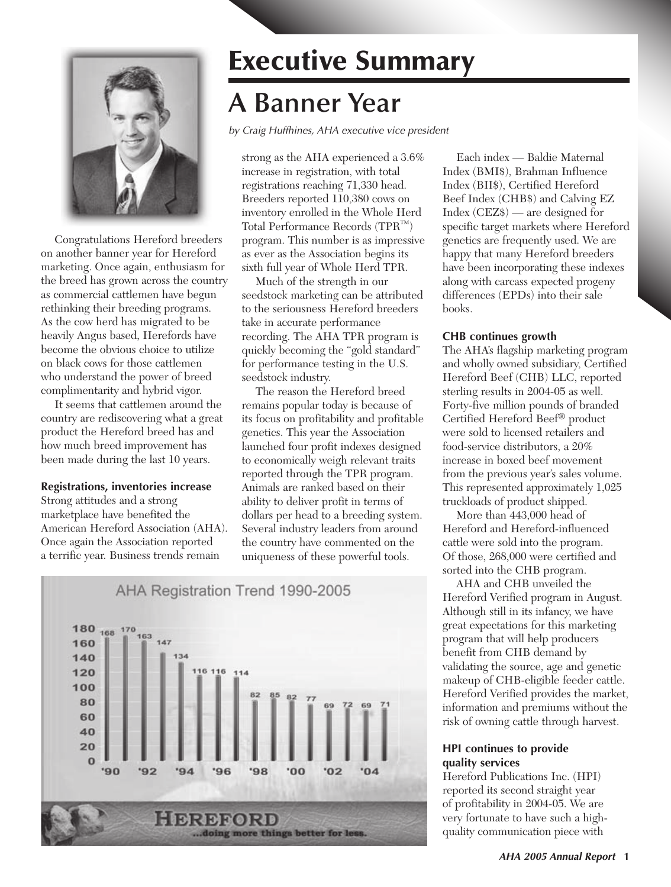# Executive Summary

## A Banner Year

*by Craig Huffhines, AHA executive vice president*

Congratulations Hereford breeders on another banner year for Hereford marketing. Once again, enthusiasm for the breed has grown across the country as commercial cattlemen have begun rethinking their breeding programs. As the cow herd has migrated to be heavily Angus based, Herefords have become the obvious choice to utilize on black cows for those cattlemen who understand the power of breed complimentarity and hybrid vigor.

It seems that cattlemen around the country are rediscovering what a great product the Hereford breed has and how much breed improvement has been made during the last 10 years.

### Registrations, inventories increase

Strong attitudes and a strong marketplace have benefited the American Hereford Association (AHA). Once again the Association reported a terrific year. Business trends remain strong as the AHA experienced a 3.6% increase in registration, with total registrations reaching 71,330 head. Breeders reported 110,380 cows on inventory enrolled in the Whole Herd Total Performance Records (TPR™) program. This number is as impressive as ever as the Association begins its sixth full year of Whole Herd TPR.

Much of the strength in our seedstock marketing can be attributed to the seriousness Hereford breeders take in accurate performance recording. The AHA TPR program is quickly becoming the "gold standard" for performance testing in the U.S. seedstock industry.

The reason the Hereford breed remains popular today is because of its focus on profitability and profitable genetics. This year the Association launched four profit indexes designed to economically weigh relevant traits reported through the TPR program. Animals are ranked based on their ability to deliver profit in terms of dollars per head to a breeding system. Several industry leaders from around the country have commented on the uniqueness of these powerful tools.

Each index — Baldie Maternal Index (BMI$), Brahman Influence Index (BII$), Certified Hereford Beef Index (CHB$) and Calving EZ Index (CEZ$) — are designed for specific target markets where Hereford genetics are frequently used. We are happy that many Hereford breeders have been incorporating these indexes along with carcass expected progeny differences (EPDs) into their sale books.

**AHA Registration Trend 1990-2005**

| Year | '90 | | '92 | | '94 | | '96 | | '98 | | '00 | | '02 | | '04 | |
|---|---|---|---|---|---|---|---|---|---|---|---|---|---|---|---|---|
| Registrations (thousands) | 168 | 170 | 163 | 147 | 134 | 116 | 116 | 114 | 82 | 85 | 82 | 77 | 69 | 72 | 69 | 71 |

HEREFORD ...doing more things better for less.

### CHB continues growth

The AHA's flagship marketing program and wholly owned subsidiary, Certified Hereford Beef (CHB) LLC, reported sterling results in 2004-05 as well. Forty-five million pounds of branded Certified Hereford Beef® product were sold to licensed retailers and food-service distributors, a 20% increase in boxed beef movement from the previous year's sales volume. This represented approximately 1,025 truckloads of product shipped.

More than 443,000 head of Hereford and Hereford-influenced cattle were sold into the program. Of those, 268,000 were certified and sorted into the CHB program.

AHA and CHB unveiled the Hereford Verified program in August. Although still in its infancy, we have great expectations for this marketing program that will help producers benefit from CHB demand by validating the source, age and genetic makeup of CHB-eligible feeder cattle. Hereford Verified provides the market, information and premiums without the risk of owning cattle through harvest.

### HPI continues to provide quality services

Hereford Publications Inc. (HPI) reported its second straight year of profitability in 2004-05. We are very fortunate to have such a high-quality communication piece with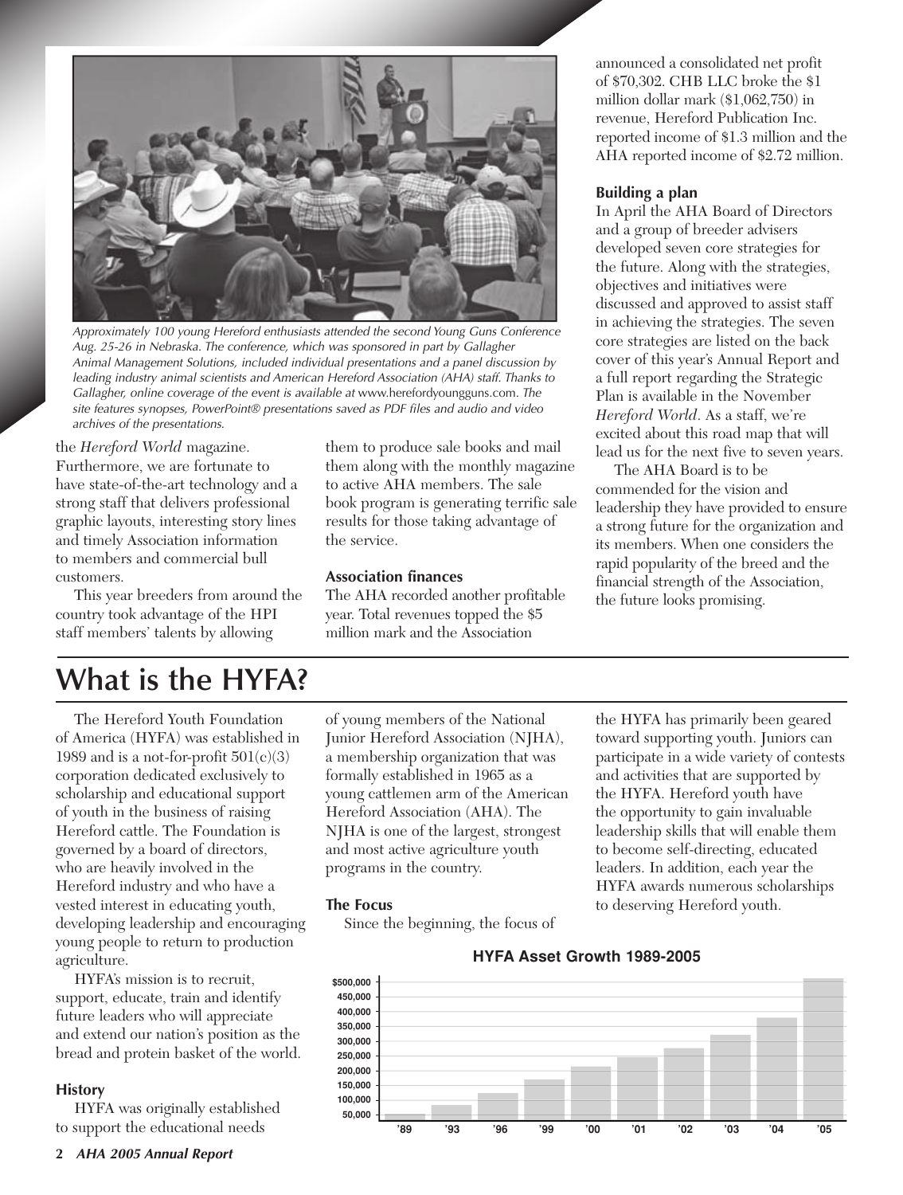Approximately 100 young Hereford enthusiasts attended the second Young Guns Conference Aug. 25-26 in Nebraska. The conference, which was sponsored in part by Gallagher Animal Management Solutions, included individual presentations and a panel discussion by leading industry animal scientists and American Hereford Association (AHA) staff. Thanks to Gallagher, online coverage of the event is available at www.herefordyoungguns.com. The site features synopses, PowerPoint® presentations saved as PDF files and audio and video archives of the presentations.

the *Hereford World* magazine. Furthermore, we are fortunate to have state-of-the-art technology and a strong staff that delivers professional graphic layouts, interesting story lines and timely Association information to members and commercial bull customers.

This year breeders from around the country took advantage of the HPI staff members' talents by allowing them to produce sale books and mail them along with the monthly magazine to active AHA members. The sale book program is generating terrific sale results for those taking advantage of the service.

**Association finances**

The AHA recorded another profitable year. Total revenues topped the $5 million mark and the Association announced a consolidated net profit of $70,302. CHB LLC broke the $1 million dollar mark ($1,062,750) in revenue, Hereford Publication Inc. reported income of $1.3 million and the AHA reported income of $2.72 million.

**Building a plan**

In April the AHA Board of Directors and a group of breeder advisers developed seven core strategies for the future. Along with the strategies, objectives and initiatives were discussed and approved to assist staff in achieving the strategies. The seven core strategies are listed on the back cover of this year's Annual Report and a full report regarding the Strategic Plan is available in the November *Hereford World*. As a staff, we're excited about this road map that will lead us for the next five to seven years.

The AHA Board is to be commended for the vision and leadership they have provided to ensure a strong future for the organization and its members. When one considers the rapid popularity of the breed and the financial strength of the Association, the future looks promising.

# What is the HYFA?

The Hereford Youth Foundation of America (HYFA) was established in 1989 and is a not-for-profit 501(c)(3) corporation dedicated exclusively to scholarship and educational support of youth in the business of raising Hereford cattle. The Foundation is governed by a board of directors, who are heavily involved in the Hereford industry and who have a vested interest in educating youth, developing leadership and encouraging young people to return to production agriculture.

HYFA's mission is to recruit, support, educate, train and identify future leaders who will appreciate and extend our nation's position as the bread and protein basket of the world.

**History**

HYFA was originally established to support the educational needs of young members of the National Junior Hereford Association (NJHA), a membership organization that was formally established in 1965 as a young cattlemen arm of the American Hereford Association (AHA). The NJHA is one of the largest, strongest and most active agriculture youth programs in the country.

**The Focus**

Since the beginning, the focus of the HYFA has primarily been geared toward supporting youth. Juniors can participate in a wide variety of contests and activities that are supported by the HYFA. Hereford youth have the opportunity to gain invaluable leadership skills that will enable them to become self-directing, educated leaders. In addition, each year the HYFA awards numerous scholarships to deserving Hereford youth.

**HYFA Asset Growth 1989-2005**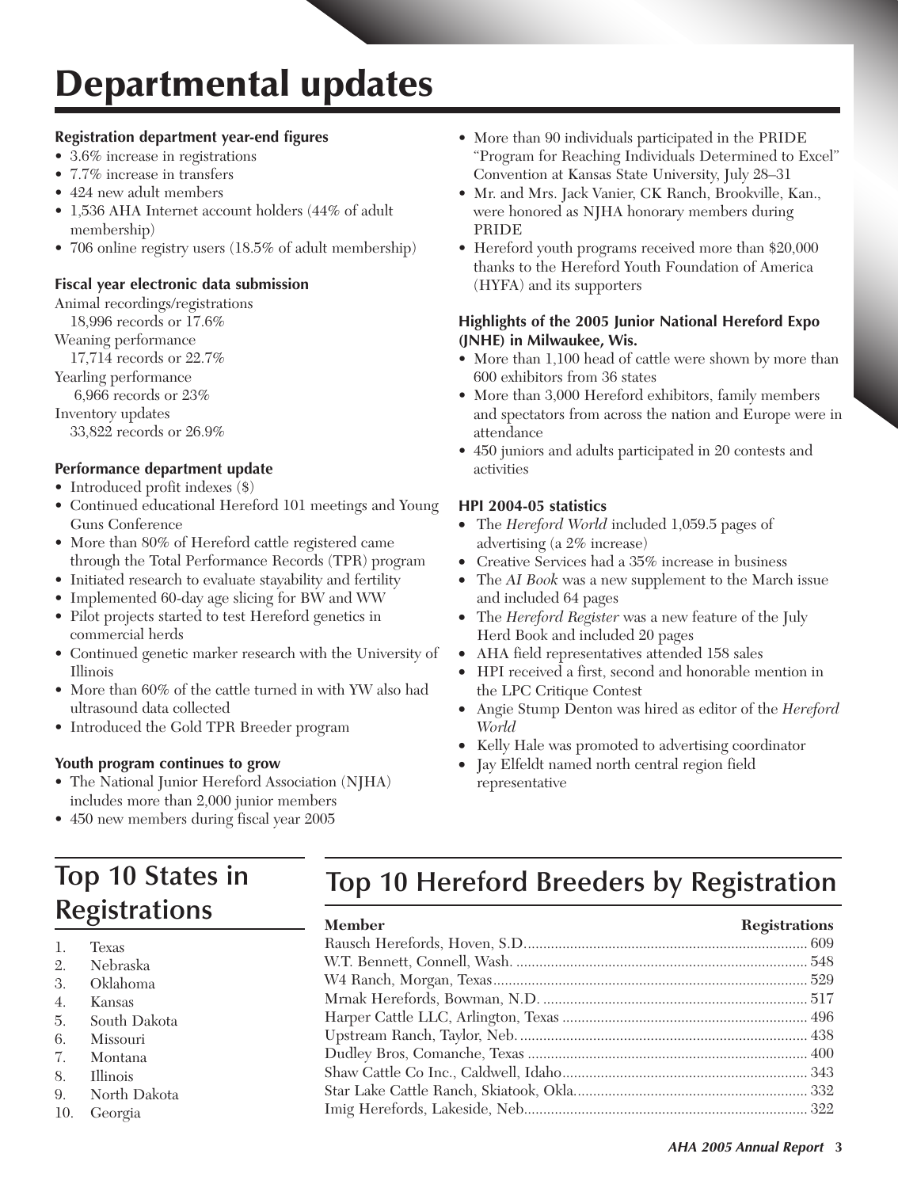# Departmental updates

**Registration department year-end figures**

- 3.6% increase in registrations
- 7.7% increase in transfers
- 424 new adult members
- 1,536 AHA Internet account holders (44% of adult membership)
- 706 online registry users (18.5% of adult membership)

**Fiscal year electronic data submission**

Animal recordings/registrations
18,996 records or 17.6%
Weaning performance
17,714 records or 22.7%
Yearling performance
6,966 records or 23%
Inventory updates
33,822 records or 26.9%

**Performance department update**

- Introduced profit indexes ($)
- Continued educational Hereford 101 meetings and Young Guns Conference
- More than 80% of Hereford cattle registered came through the Total Performance Records (TPR) program
- Initiated research to evaluate stayability and fertility
- Implemented 60-day age slicing for BW and WW
- Pilot projects started to test Hereford genetics in commercial herds
- Continued genetic marker research with the University of Illinois
- More than 60% of the cattle turned in with YW also had ultrasound data collected
- Introduced the Gold TPR Breeder program

**Youth program continues to grow**

- The National Junior Hereford Association (NJHA) includes more than 2,000 junior members
- 450 new members during fiscal year 2005
- More than 90 individuals participated in the PRIDE "Program for Reaching Individuals Determined to Excel" Convention at Kansas State University, July 28–31
- Mr. and Mrs. Jack Vanier, CK Ranch, Brookville, Kan., were honored as NJHA honorary members during PRIDE
- Hereford youth programs received more than $20,000 thanks to the Hereford Youth Foundation of America (HYFA) and its supporters

**Highlights of the 2005 Junior National Hereford Expo (JNHE) in Milwaukee, Wis.**

- More than 1,100 head of cattle were shown by more than 600 exhibitors from 36 states
- More than 3,000 Hereford exhibitors, family members and spectators from across the nation and Europe were in attendance
- 450 juniors and adults participated in 20 contests and activities

**HPI 2004-05 statistics**

- The *Hereford World* included 1,059.5 pages of advertising (a 2% increase)
- Creative Services had a 35% increase in business
- The *AI Book* was a new supplement to the March issue and included 64 pages
- The *Hereford Register* was a new feature of the July Herd Book and included 20 pages
- AHA field representatives attended 158 sales
- HPI received a first, second and honorable mention in the LPC Critique Contest
- Angie Stump Denton was hired as editor of the *Hereford World*
- Kelly Hale was promoted to advertising coordinator
- Jay Elfeldt named north central region field representative

## Top 10 States in Registrations

1. Texas
2. Nebraska
3. Oklahoma
4. Kansas
5. South Dakota
6. Missouri
7. Montana
8. Illinois
9. North Dakota
10. Georgia

## Top 10 Hereford Breeders by Registration

| Member | Registrations |
|---|---|
| Rausch Herefords, Hoven, S.D. | 609 |
| W.T. Bennett, Connell, Wash. | 548 |
| W4 Ranch, Morgan, Texas | 529 |
| Mrnak Herefords, Bowman, N.D. | 517 |
| Harper Cattle LLC, Arlington, Texas | 496 |
| Upstream Ranch, Taylor, Neb. | 438 |
| Dudley Bros, Comanche, Texas | 400 |
| Shaw Cattle Co Inc., Caldwell, Idaho | 343 |
| Star Lake Cattle Ranch, Skiatook, Okla. | 332 |
| Imig Herefords, Lakeside, Neb. | 322 |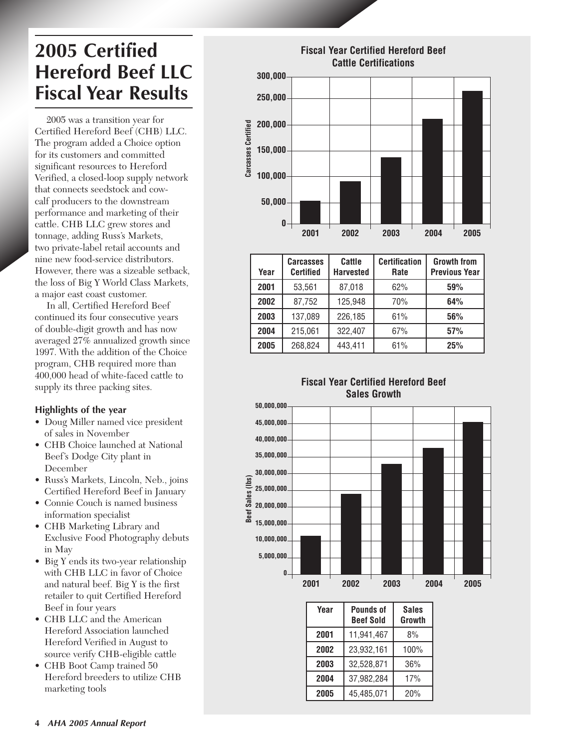# 2005 Certified Hereford Beef LLC Fiscal Year Results

2005 was a transition year for Certified Hereford Beef (CHB) LLC. The program added a Choice option for its customers and committed significant resources to Hereford Verified, a closed-loop supply network that connects seedstock and cow-calf producers to the downstream performance and marketing of their cattle. CHB LLC grew stores and tonnage, adding Russ's Markets, two private-label retail accounts and nine new food-service distributors. However, there was a sizeable setback, the loss of Big Y World Class Markets, a major east coast customer.

In all, Certified Hereford Beef continued its four consecutive years of double-digit growth and has now averaged 27% annualized growth since 1997. With the addition of the Choice program, CHB required more than 400,000 head of white-faced cattle to supply its three packing sites.

### Highlights of the year

- Doug Miller named vice president of sales in November
- CHB Choice launched at National Beef's Dodge City plant in December
- Russ's Markets, Lincoln, Neb., joins Certified Hereford Beef in January
- Connie Couch is named business information specialist
- CHB Marketing Library and Exclusive Food Photography debuts in May
- Big Y ends its two-year relationship with CHB LLC in favor of Choice and natural beef. Big Y is the first retailer to quit Certified Hereford Beef in four years
- CHB LLC and the American Hereford Association launched Hereford Verified in August to source verify CHB-eligible cattle
- CHB Boot Camp trained 50 Hereford breeders to utilize CHB marketing tools

**Fiscal Year Certified Hereford Beef Cattle Certifications**

| Year | Carcasses Certified | Cattle Harvested | Certification Rate | Growth from Previous Year |
|---|---|---|---|---|
| **2001** | 53,561 | 87,018 | 62% | **59%** |
| **2002** | 87,752 | 125,948 | 70% | **64%** |
| **2003** | 137,089 | 226,185 | 61% | **56%** |
| **2004** | 215,061 | 322,407 | 67% | **57%** |
| **2005** | 268,824 | 443,411 | 61% | **25%** |

**Fiscal Year Certified Hereford Beef Sales Growth**

| Year | Pounds of Beef Sold | Sales Growth |
|---|---|---|
| **2001** | 11,941,467 | 8% |
| **2002** | 23,932,161 | 100% |
| **2003** | 32,528,871 | 36% |
| **2004** | 37,982,284 | 17% |
| **2005** | 45,485,071 | 20% |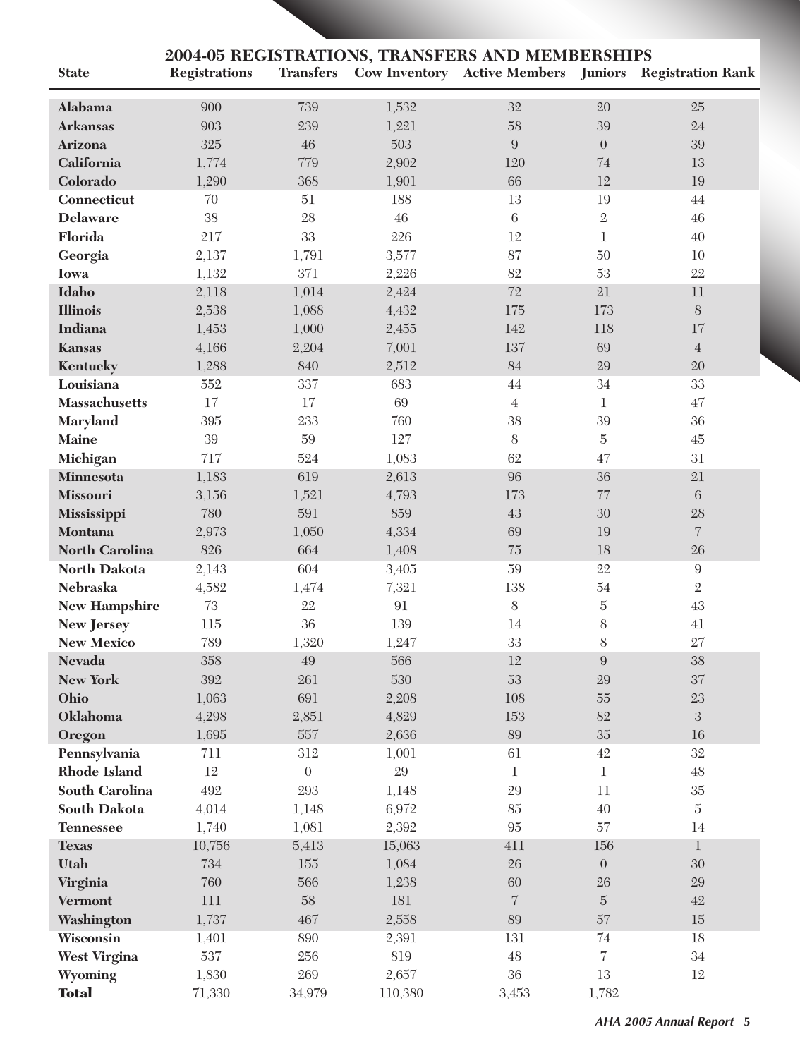## 2004-05 REGISTRATIONS, TRANSFERS AND MEMBERSHIPS

| State | Registrations | Transfers | Cow Inventory | Active Members | Juniors | Registration Rank |
|---|---|---|---|---|---|---|
| **Alabama** | 900 | 739 | 1,532 | 32 | 20 | 25 |
| **Arkansas** | 903 | 239 | 1,221 | 58 | 39 | 24 |
| **Arizona** | 325 | 46 | 503 | 9 | 0 | 39 |
| **California** | 1,774 | 779 | 2,902 | 120 | 74 | 13 |
| **Colorado** | 1,290 | 368 | 1,901 | 66 | 12 | 19 |
| **Connecticut** | 70 | 51 | 188 | 13 | 19 | 44 |
| **Delaware** | 38 | 28 | 46 | 6 | 2 | 46 |
| **Florida** | 217 | 33 | 226 | 12 | 1 | 40 |
| **Georgia** | 2,137 | 1,791 | 3,577 | 87 | 50 | 10 |
| **Iowa** | 1,132 | 371 | 2,226 | 82 | 53 | 22 |
| **Idaho** | 2,118 | 1,014 | 2,424 | 72 | 21 | 11 |
| **Illinois** | 2,538 | 1,088 | 4,432 | 175 | 173 | 8 |
| **Indiana** | 1,453 | 1,000 | 2,455 | 142 | 118 | 17 |
| **Kansas** | 4,166 | 2,204 | 7,001 | 137 | 69 | 4 |
| **Kentucky** | 1,288 | 840 | 2,512 | 84 | 29 | 20 |
| **Louisiana** | 552 | 337 | 683 | 44 | 34 | 33 |
| **Massachusetts** | 17 | 17 | 69 | 4 | 1 | 47 |
| **Maryland** | 395 | 233 | 760 | 38 | 39 | 36 |
| **Maine** | 39 | 59 | 127 | 8 | 5 | 45 |
| **Michigan** | 717 | 524 | 1,083 | 62 | 47 | 31 |
| **Minnesota** | 1,183 | 619 | 2,613 | 96 | 36 | 21 |
| **Missouri** | 3,156 | 1,521 | 4,793 | 173 | 77 | 6 |
| **Mississippi** | 780 | 591 | 859 | 43 | 30 | 28 |
| **Montana** | 2,973 | 1,050 | 4,334 | 69 | 19 | 7 |
| **North Carolina** | 826 | 664 | 1,408 | 75 | 18 | 26 |
| **North Dakota** | 2,143 | 604 | 3,405 | 59 | 22 | 9 |
| **Nebraska** | 4,582 | 1,474 | 7,321 | 138 | 54 | 2 |
| **New Hampshire** | 73 | 22 | 91 | 8 | 5 | 43 |
| **New Jersey** | 115 | 36 | 139 | 14 | 8 | 41 |
| **New Mexico** | 789 | 1,320 | 1,247 | 33 | 8 | 27 |
| **Nevada** | 358 | 49 | 566 | 12 | 9 | 38 |
| **New York** | 392 | 261 | 530 | 53 | 29 | 37 |
| **Ohio** | 1,063 | 691 | 2,208 | 108 | 55 | 23 |
| **Oklahoma** | 4,298 | 2,851 | 4,829 | 153 | 82 | 3 |
| **Oregon** | 1,695 | 557 | 2,636 | 89 | 35 | 16 |
| **Pennsylvania** | 711 | 312 | 1,001 | 61 | 42 | 32 |
| **Rhode Island** | 12 | 0 | 29 | 1 | 1 | 48 |
| **South Carolina** | 492 | 293 | 1,148 | 29 | 11 | 35 |
| **South Dakota** | 4,014 | 1,148 | 6,972 | 85 | 40 | 5 |
| **Tennessee** | 1,740 | 1,081 | 2,392 | 95 | 57 | 14 |
| **Texas** | 10,756 | 5,413 | 15,063 | 411 | 156 | 1 |
| **Utah** | 734 | 155 | 1,084 | 26 | 0 | 30 |
| **Virginia** | 760 | 566 | 1,238 | 60 | 26 | 29 |
| **Vermont** | 111 | 58 | 181 | 7 | 5 | 42 |
| **Washington** | 1,737 | 467 | 2,558 | 89 | 57 | 15 |
| **Wisconsin** | 1,401 | 890 | 2,391 | 131 | 74 | 18 |
| **West Virgina** | 537 | 256 | 819 | 48 | 7 | 34 |
| **Wyoming** | 1,830 | 269 | 2,657 | 36 | 13 | 12 |
| **Total** | 71,330 | 34,979 | 110,380 | 3,453 | 1,782 | |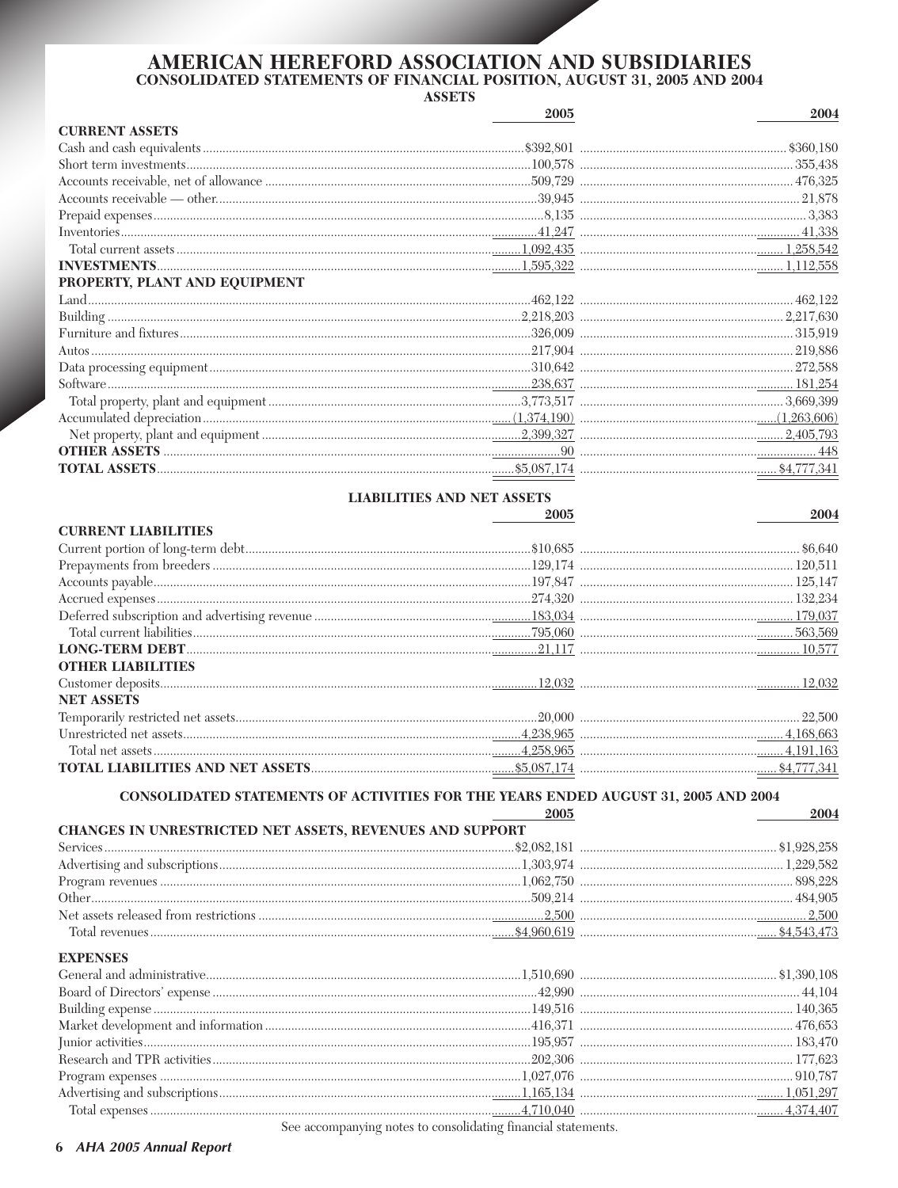# AMERICAN HEREFORD ASSOCIATION AND SUBSIDIARIES

## CONSOLIDATED STATEMENTS OF FINANCIAL POSITION, AUGUST 31, 2005 AND 2004

### ASSETS

| | 2005 | 2004 |
|---|---|---|
| **CURRENT ASSETS** | | |
| Cash and cash equivalents | $392,801 | $360,180 |
| Short term investments | 100,578 | 355,438 |
| Accounts receivable, net of allowance | 509,729 | 476,325 |
| Accounts receivable — other | 39,945 | 21,878 |
| Prepaid expenses | 8,135 | 3,383 |
| Inventories | 41,247 | 41,338 |
| Total current assets | 1,092,435 | 1,258,542 |
| **INVESTMENTS** | 1,595,322 | 1,112,558 |
| **PROPERTY, PLANT AND EQUIPMENT** | | |
| Land | 462,122 | 462,122 |
| Building | 2,218,203 | 2,217,630 |
| Furniture and fixtures | 326,009 | 315,919 |
| Autos | 217,904 | 219,886 |
| Data processing equipment | 310,642 | 272,588 |
| Software | 238,637 | 181,254 |
| Total property, plant and equipment | 3,773,517 | 3,669,399 |
| Accumulated depreciation | (1,374,190) | (1,263,606) |
| Net property, plant and equipment | 2,399,327 | 2,405,793 |
| **OTHER ASSETS** | 90 | 448 |
| **TOTAL ASSETS** | $5,087,174 | $4,777,341 |

### LIABILITIES AND NET ASSETS

| | 2005 | 2004 |
|---|---|---|
| **CURRENT LIABILITIES** | | |
| Current portion of long-term debt | $10,685 | $6,640 |
| Prepayments from breeders | 129,174 | 120,511 |
| Accounts payable | 197,847 | 125,147 |
| Accrued expenses | 274,320 | 132,234 |
| Deferred subscription and advertising revenue | 183,034 | 179,037 |
| Total current liabilities | 795,060 | 563,569 |
| **LONG-TERM DEBT** | 21,117 | 10,577 |
| **OTHER LIABILITIES** | | |
| Customer deposits | 12,032 | 12,032 |
| **NET ASSETS** | | |
| Temporarily restricted net assets | 20,000 | 22,500 |
| Unrestricted net assets | 4,238,965 | 4,168,663 |
| Total net assets | 4,258,965 | 4,191,163 |
| **TOTAL LIABILITIES AND NET ASSETS** | $5,087,174 | $4,777,341 |

## CONSOLIDATED STATEMENTS OF ACTIVITIES FOR THE YEARS ENDED AUGUST 31, 2005 AND 2004

| | 2005 | 2004 |
|---|---|---|
| **CHANGES IN UNRESTRICTED NET ASSETS, REVENUES AND SUPPORT** | | |
| Services | $2,082,181 | $1,928,258 |
| Advertising and subscriptions | 1,303,974 | 1,229,582 |
| Program revenues | 1,062,750 | 898,228 |
| Other | 509,214 | 484,905 |
| Net assets released from restrictions | 2,500 | 2,500 |
| Total revenues | $4,960,619 | $4,543,473 |
| **EXPENSES** | | |
| General and administrative | 1,510,690 | $1,390,108 |
| Board of Directors' expense | 42,990 | 44,104 |
| Building expense | 149,516 | 140,365 |
| Market development and information | 416,371 | 476,653 |
| Junior activities | 195,957 | 183,470 |
| Research and TPR activities | 202,306 | 177,623 |
| Program expenses | 1,027,076 | 910,787 |
| Advertising and subscriptions | 1,165,134 | 1,051,297 |
| Total expenses | 4,710,040 | 4,374,407 |

See accompanying notes to consolidating financial statements.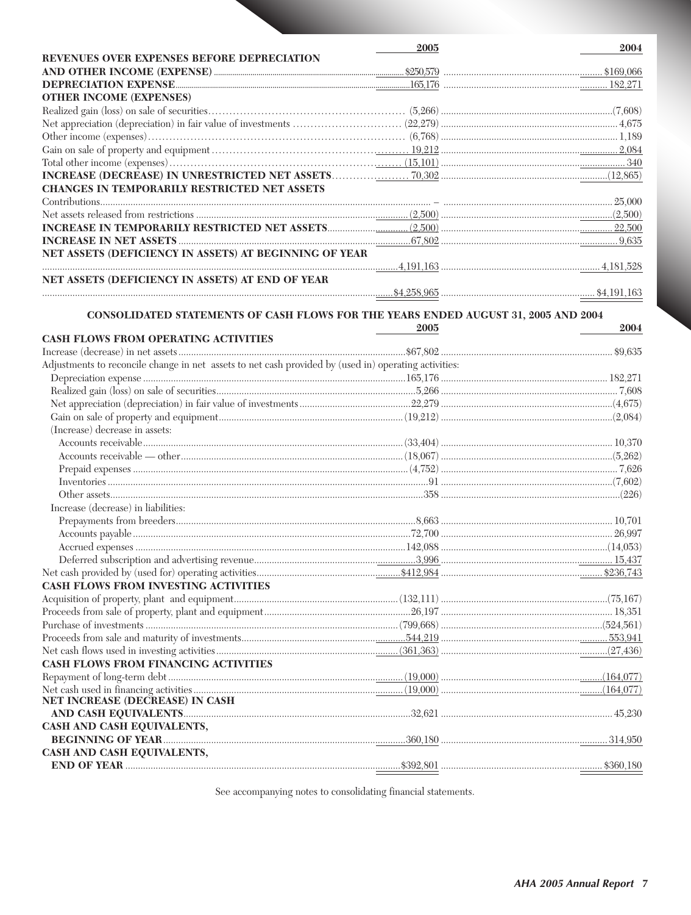| | 2005 | 2004 |
|---|---|---|
| **REVENUES OVER EXPENSES BEFORE DEPRECIATION AND OTHER INCOME (EXPENSE)** | $250,579 | $169,066 |
| **DEPRECIATION EXPENSE** | 165,176 | 182,271 |
| **OTHER INCOME (EXPENSES)** | | |
| Realized gain (loss) on sale of securities | (5,266) | (7,608) |
| Net appreciation (depreciation) in fair value of investments | (22,279) | 4,675 |
| Other income (expenses) | (6,768) | 1,189 |
| Gain on sale of property and equipment | 19,212 | 2,084 |
| Total other income (expenses) | (15,101) | 340 |
| **INCREASE (DECREASE) IN UNRESTRICTED NET ASSETS** | 70,302 | (12,865) |
| **CHANGES IN TEMPORARILY RESTRICTED NET ASSETS** | | |
| Contributions | – | 25,000 |
| Net assets released from restrictions | (2,500) | (2,500) |
| **INCREASE IN TEMPORARILY RESTRICTED NET ASSETS** | (2,500) | 22,500 |
| **INCREASE IN NET ASSETS** | 67,802 | 9,635 |
| **NET ASSETS (DEFICIENCY IN ASSETS) AT BEGINNING OF YEAR** | 4,191,163 | 4,181,528 |
| **NET ASSETS (DEFICIENCY IN ASSETS) AT END OF YEAR** | $4,258,965 | $4,191,163 |

## CONSOLIDATED STATEMENTS OF CASH FLOWS FOR THE YEARS ENDED AUGUST 31, 2005 AND 2004

| | 2005 | 2004 |
|---|---|---|
| **CASH FLOWS FROM OPERATING ACTIVITIES** | | |
| Increase (decrease) in net assets | $67,802 | $9,635 |
| Adjustments to reconcile change in net assets to net cash provided by (used in) operating activities: | | |
| Depreciation expense | 165,176 | 182,271 |
| Realized gain (loss) on sale of securities | 5,266 | 7,608 |
| Net appreciation (depreciation) in fair value of investments | 22,279 | (4,675) |
| Gain on sale of property and equipment | (19,212) | (2,084) |
| (Increase) decrease in assets: | | |
| Accounts receivable | (33,404) | 10,370 |
| Accounts receivable — other | (18,067) | (5,262) |
| Prepaid expenses | (4,752) | 7,626 |
| Inventories | 91 | (7,602) |
| Other assets | 358 | (226) |
| Increase (decrease) in liabilities: | | |
| Prepayments from breeders | 8,663 | 10,701 |
| Accounts payable | 72,700 | 26,997 |
| Accrued expenses | 142,088 | (14,053) |
| Deferred subscription and advertising revenue | 3,996 | 15,437 |
| Net cash provided by (used for) operating activities | $412,984 | $236,743 |
| **CASH FLOWS FROM INVESTING ACTIVITIES** | | |
| Acquisition of property, plant and equipment | (132,111) | (75,167) |
| Proceeds from sale of property, plant and equipment | 26,197 | 18,351 |
| Purchase of investments | (799,668) | (524,561) |
| Proceeds from sale and maturity of investments | 544,219 | 553,941 |
| Net cash flows used in investing activities | (361,363) | (27,436) |
| **CASH FLOWS FROM FINANCING ACTIVITIES** | | |
| Repayment of long-term debt | (19,000) | (164,077) |
| Net cash used in financing activities | (19,000) | (164,077) |
| **NET INCREASE (DECREASE) IN CASH AND CASH EQUIVALENTS** | 32,621 | 45,230 |
| **CASH AND CASH EQUIVALENTS, BEGINNING OF YEAR** | 360,180 | 314,950 |
| **CASH AND CASH EQUIVALENTS, END OF YEAR** | $392,801 | $360,180 |

See accompanying notes to consolidating financial statements.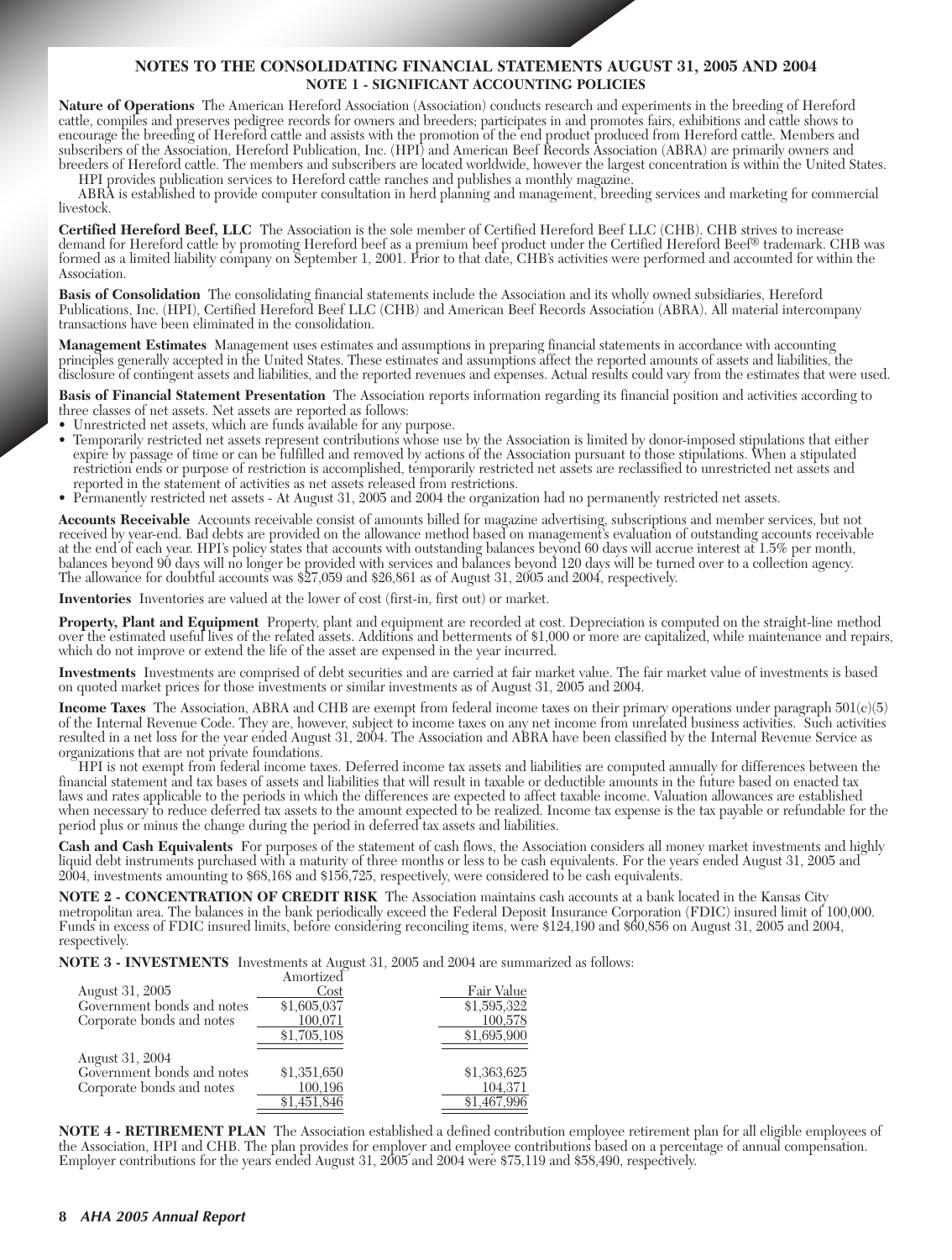# NOTES TO THE CONSOLIDATING FINANCIAL STATEMENTS AUGUST 31, 2005 AND 2004

## NOTE 1 - SIGNIFICANT ACCOUNTING POLICIES

**Nature of Operations** The American Hereford Association (Association) conducts research and experiments in the breeding of Hereford cattle, compiles and preserves pedigree records for owners and breeders; participates in and promotes fairs, exhibitions and cattle shows to encourage the breeding of Hereford cattle and assists with the promotion of the end product produced from Hereford cattle. Members and subscribers of the Association, Hereford Publication, Inc. (HPI) and American Beef Records Association (ABRA) are primarily owners and breeders of Hereford cattle. The members and subscribers are located worldwide, however the largest concentration is within the United States.

HPI provides publication services to Hereford cattle ranches and publishes a monthly magazine.

ABRA is established to provide computer consultation in herd planning and management, breeding services and marketing for commercial livestock.

**Certified Hereford Beef, LLC** The Association is the sole member of Certified Hereford Beef LLC (CHB). CHB strives to increase demand for Hereford cattle by promoting Hereford beef as a premium beef product under the Certified Hereford Beef® trademark. CHB was formed as a limited liability company on September 1, 2001. Prior to that date, CHB's activities were performed and accounted for within the Association.

**Basis of Consolidation** The consolidating financial statements include the Association and its wholly owned subsidiaries, Hereford Publications, Inc. (HPI), Certified Hereford Beef LLC (CHB) and American Beef Records Association (ABRA). All material intercompany transactions have been eliminated in the consolidation.

**Management Estimates** Management uses estimates and assumptions in preparing financial statements in accordance with accounting principles generally accepted in the United States. These estimates and assumptions affect the reported amounts of assets and liabilities, the disclosure of contingent assets and liabilities, and the reported revenues and expenses. Actual results could vary from the estimates that were used.

**Basis of Financial Statement Presentation** The Association reports information regarding its financial position and activities according to three classes of net assets. Net assets are reported as follows:

- Unrestricted net assets, which are funds available for any purpose.
- Temporarily restricted net assets represent contributions whose use by the Association is limited by donor-imposed stipulations that either expire by passage of time or can be fulfilled and removed by actions of the Association pursuant to those stipulations. When a stipulated restriction ends or purpose of restriction is accomplished, temporarily restricted net assets are reclassified to unrestricted net assets and reported in the statement of activities as net assets released from restrictions.
- Permanently restricted net assets - At August 31, 2005 and 2004 the organization had no permanently restricted net assets.

**Accounts Receivable** Accounts receivable consist of amounts billed for magazine advertising, subscriptions and member services, but not received by year-end. Bad debts are provided on the allowance method based on management's evaluation of outstanding accounts receivable at the end of each year. HPI's policy states that accounts with outstanding balances beyond 60 days will accrue interest at 1.5% per month, balances beyond 90 days will no longer be provided with services and balances beyond 120 days will be turned over to a collection agency. The allowance for doubtful accounts was $27,059 and $26,861 as of August 31, 2005 and 2004, respectively.

**Inventories** Inventories are valued at the lower of cost (first-in, first out) or market.

**Property, Plant and Equipment** Property, plant and equipment are recorded at cost. Depreciation is computed on the straight-line method over the estimated useful lives of the related assets. Additions and betterments of $1,000 or more are capitalized, while maintenance and repairs, which do not improve or extend the life of the asset are expensed in the year incurred.

**Investments** Investments are comprised of debt securities and are carried at fair market value. The fair market value of investments is based on quoted market prices for those investments or similar investments as of August 31, 2005 and 2004.

**Income Taxes** The Association, ABRA and CHB are exempt from federal income taxes on their primary operations under paragraph 501(c)(5) of the Internal Revenue Code. They are, however, subject to income taxes on any net income from unrelated business activities. Such activities resulted in a net loss for the year ended August 31, 2004. The Association and ABRA have been classified by the Internal Revenue Service as organizations that are not private foundations.

HPI is not exempt from federal income taxes. Deferred income tax assets and liabilities are computed annually for differences between the financial statement and tax bases of assets and liabilities that will result in taxable or deductible amounts in the future based on enacted tax laws and rates applicable to the periods in which the differences are expected to affect taxable income. Valuation allowances are established when necessary to reduce deferred tax assets to the amount expected to be realized. Income tax expense is the tax payable or refundable for the period plus or minus the change during the period in deferred tax assets and liabilities.

**Cash and Cash Equivalents** For purposes of the statement of cash flows, the Association considers all money market investments and highly liquid debt instruments purchased with a maturity of three months or less to be cash equivalents. For the years ended August 31, 2005 and 2004, investments amounting to $68,168 and $156,725, respectively, were considered to be cash equivalents.

**NOTE 2 - CONCENTRATION OF CREDIT RISK** The Association maintains cash accounts at a bank located in the Kansas City metropolitan area. The balances in the bank periodically exceed the Federal Deposit Insurance Corporation (FDIC) insured limit of 100,000. Funds in excess of FDIC insured limits, before considering reconciling items, were $124,190 and $60,856 on August 31, 2005 and 2004, respectively.

**NOTE 3 - INVESTMENTS** Investments at August 31, 2005 and 2004 are summarized as follows:

| | Amortized Cost | Fair Value |
|---|---|---|
| August 31, 2005 | | |
| Government bonds and notes | $1,605,037 | $1,595,322 |
| Corporate bonds and notes | 100,071 | 100,578 |
| | $1,705,108 | $1,695,900 |
| August 31, 2004 | | |
| Government bonds and notes | $1,351,650 | $1,363,625 |
| Corporate bonds and notes | 100,196 | 104,371 |
| | $1,451,846 | $1,467,996 |

**NOTE 4 - RETIREMENT PLAN** The Association established a defined contribution employee retirement plan for all eligible employees of the Association, HPI and CHB. The plan provides for employer and employee contributions based on a percentage of annual compensation. Employer contributions for the years ended August 31, 2005 and 2004 were $75,119 and $58,490, respectively.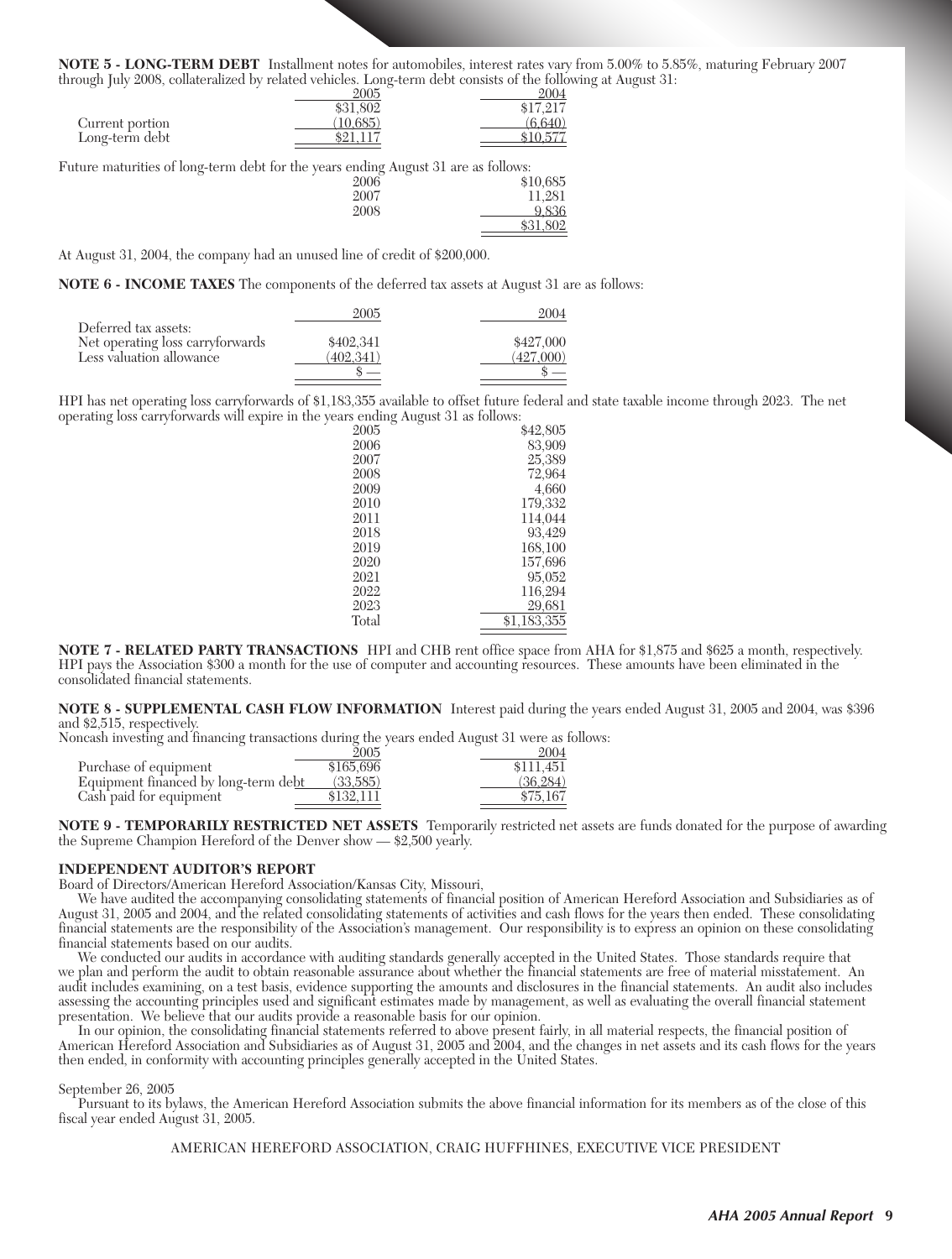**NOTE 5 - LONG-TERM DEBT** Installment notes for automobiles, interest rates vary from 5.00% to 5.85%, maturing February 2007 through July 2008, collateralized by related vehicles. Long-term debt consists of the following at August 31:

| | 2005 | 2004 |
|---|---|---|
| | $31,802 | $17,217 |
| Current portion | (10,685) | (6,640) |
| Long-term debt | $21,117 | $10,577 |

Future maturities of long-term debt for the years ending August 31 are as follows:

| | |
|---|---|
| 2006 | $10,685 |
| 2007 | 11,281 |
| 2008 | 9,836 |
| | $31,802 |

At August 31, 2004, the company had an unused line of credit of $200,000.

**NOTE 6 - INCOME TAXES** The components of the deferred tax assets at August 31 are as follows:

| | 2005 | 2004 |
|---|---|---|
| Deferred tax assets: | | |
| Net operating loss carryforwards | $402,341 | $427,000 |
| Less valuation allowance | (402,341) | (427,000) |
| | $ — | $ — |

HPI has net operating loss carryforwards of $1,183,355 available to offset future federal and state taxable income through 2023. The net operating loss carryforwards will expire in the years ending August 31 as follows:

| | |
|---|---|
| 2005 | $42,805 |
| 2006 | 83,909 |
| 2007 | 25,389 |
| 2008 | 72,964 |
| 2009 | 4,660 |
| 2010 | 179,332 |
| 2011 | 114,044 |
| 2018 | 93,429 |
| 2019 | 168,100 |
| 2020 | 157,696 |
| 2021 | 95,052 |
| 2022 | 116,294 |
| 2023 | 29,681 |
| Total | $1,183,355 |

**NOTE 7 - RELATED PARTY TRANSACTIONS** HPI and CHB rent office space from AHA for $1,875 and $625 a month, respectively. HPI pays the Association $300 a month for the use of computer and accounting resources. These amounts have been eliminated in the consolidated financial statements.

**NOTE 8 - SUPPLEMENTAL CASH FLOW INFORMATION** Interest paid during the years ended August 31, 2005 and 2004, was $396 and $2,515, respectively.

Noncash investing and financing transactions during the years ended August 31 were as follows:

| | 2005 | 2004 |
|---|---|---|
| Purchase of equipment | $165,696 | $111,451 |
| Equipment financed by long-term debt | (33,585) | (36,284) |
| Cash paid for equipment | $132,111 | $75,167 |

**NOTE 9 - TEMPORARILY RESTRICTED NET ASSETS** Temporarily restricted net assets are funds donated for the purpose of awarding the Supreme Champion Hereford of the Denver show — $2,500 yearly.

**INDEPENDENT AUDITOR'S REPORT**

Board of Directors/American Hereford Association/Kansas City, Missouri,

We have audited the accompanying consolidating statements of financial position of American Hereford Association and Subsidiaries as of August 31, 2005 and 2004, and the related consolidating statements of activities and cash flows for the years then ended. These consolidating financial statements are the responsibility of the Association's management. Our responsibility is to express an opinion on these consolidating financial statements based on our audits.

We conducted our audits in accordance with auditing standards generally accepted in the United States. Those standards require that we plan and perform the audit to obtain reasonable assurance about whether the financial statements are free of material misstatement. An audit includes examining, on a test basis, evidence supporting the amounts and disclosures in the financial statements. An audit also includes assessing the accounting principles used and significant estimates made by management, as well as evaluating the overall financial statement presentation. We believe that our audits provide a reasonable basis for our opinion.

In our opinion, the consolidating financial statements referred to above present fairly, in all material respects, the financial position of American Hereford Association and Subsidiaries as of August 31, 2005 and 2004, and the changes in net assets and its cash flows for the years then ended, in conformity with accounting principles generally accepted in the United States.

September 26, 2005

Pursuant to its bylaws, the American Hereford Association submits the above financial information for its members as of the close of this fiscal year ended August 31, 2005.

AMERICAN HEREFORD ASSOCIATION, CRAIG HUFFHINES, EXECUTIVE VICE PRESIDENT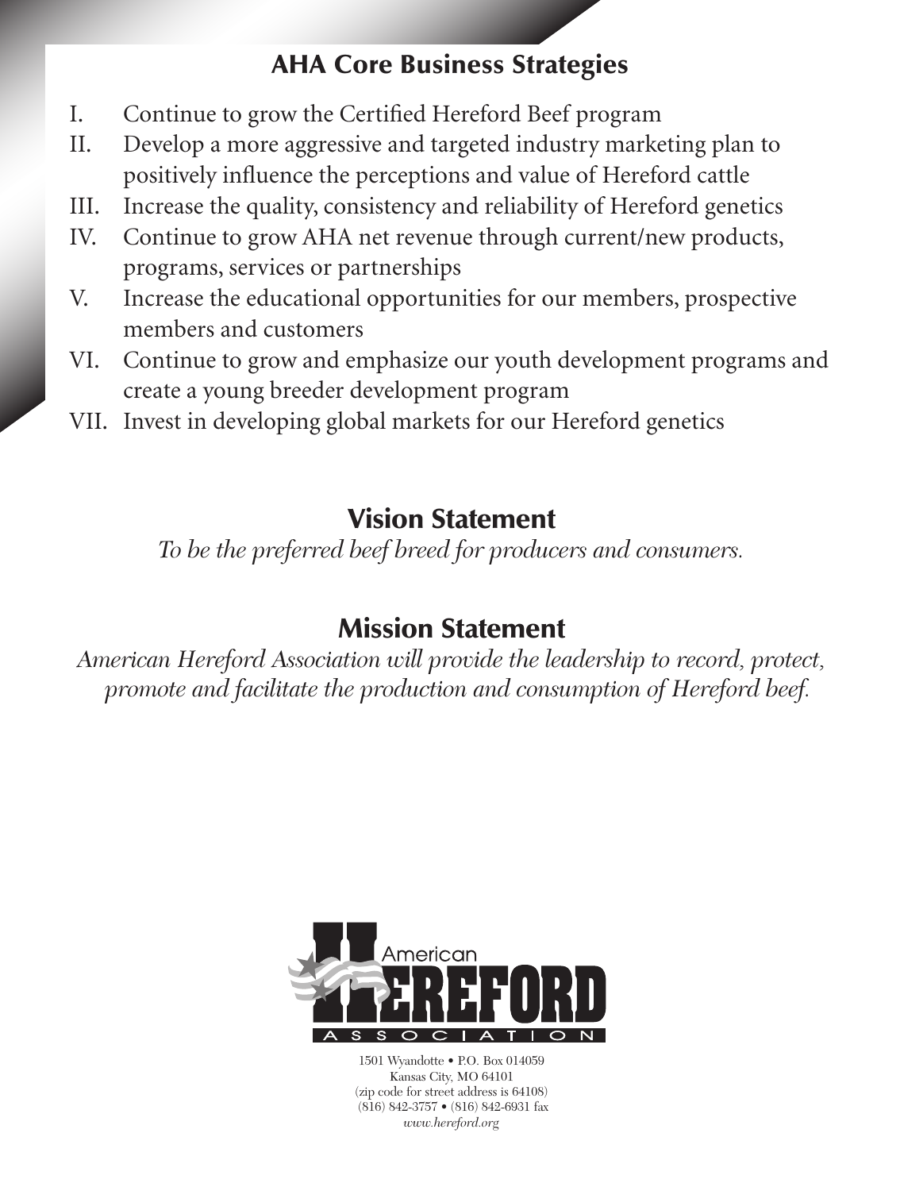## AHA Core Business Strategies

I. Continue to grow the Certified Hereford Beef program
II. Develop a more aggressive and targeted industry marketing plan to positively influence the perceptions and value of Hereford cattle
III. Increase the quality, consistency and reliability of Hereford genetics
IV. Continue to grow AHA net revenue through current/new products, programs, services or partnerships
V. Increase the educational opportunities for our members, prospective members and customers
VI. Continue to grow and emphasize our youth development programs and create a young breeder development program
VII. Invest in developing global markets for our Hereford genetics

## Vision Statement

*To be the preferred beef breed for producers and consumers.*

## Mission Statement

*American Hereford Association will provide the leadership to record, protect, promote and facilitate the production and consumption of Hereford beef.*

American Hereford Association

1501 Wyandotte • P.O. Box 014059
Kansas City, MO 64101
(zip code for street address is 64108)
(816) 842-3757 • (816) 842-6931 fax
*www.hereford.org*